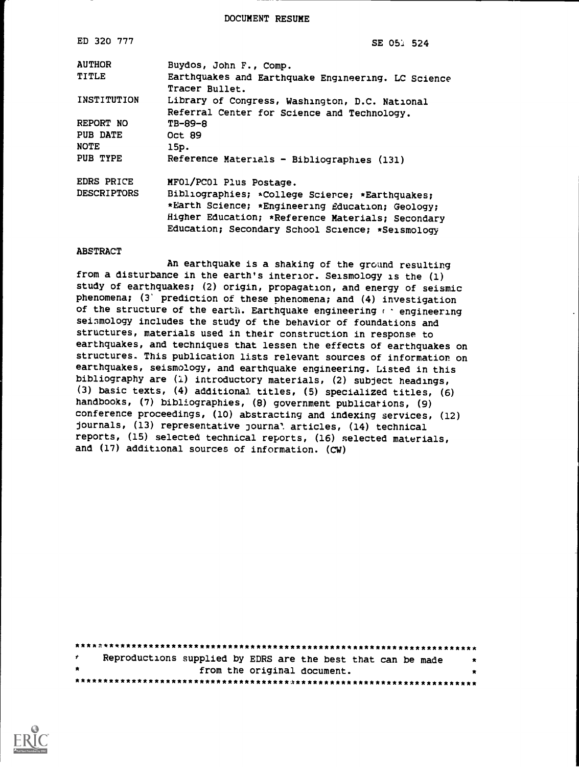# DOCUMENT RESUME

| | |
|---|---|
| ED 320 777 | SE 051 524 |
| AUTHOR | Buydos, John F., Comp. |
| TITLE | Earthquakes and Earthquake Engineering. LC Science Tracer Bullet. |
| INSTITUTION | Library of Congress, Washington, D.C. National Referral Center for Science and Technology. |
| REPORT NO | TB-89-8 |
| PUB DATE | Oct 89 |
| NOTE | 15p. |
| PUB TYPE | Reference Materials - Bibliographies (131) |
| EDRS PRICE | MF01/PC01 Plus Postage. |
| DESCRIPTORS | Bibliographies; *College Science; *Earthquakes; *Earth Science; *Engineering Education; Geology; Higher Education; *Reference Materials; Secondary Education; Secondary School Science; *Seismology |

## ABSTRACT

An earthquake is a shaking of the ground resulting from a disturbance in the earth's interior. Seismology is the (1) study of earthquakes; (2) origin, propagation, and energy of seismic phenomena; (3) prediction of these phenomena; and (4) investigation of the structure of the earth. Earthquake engineering or engineering seismology includes the study of the behavior of foundations and structures, materials used in their construction in response to earthquakes, and techniques that lessen the effects of earthquakes on structures. This publication lists relevant sources of information on earthquakes, seismology, and earthquake engineering. Listed in this bibliography are (1) introductory materials, (2) subject headings, (3) basic texts, (4) additional titles, (5) specialized titles, (6) handbooks, (7) bibliographies, (8) government publications, (9) conference proceedings, (10) abstracting and indexing services, (12) journals, (13) representative journal articles, (14) technical reports, (15) selected technical reports, (16) selected materials, and (17) additional sources of information. (CW)

***********************************************************************
* Reproductions supplied by EDRS are the best that can be made *
* from the original document. *
***********************************************************************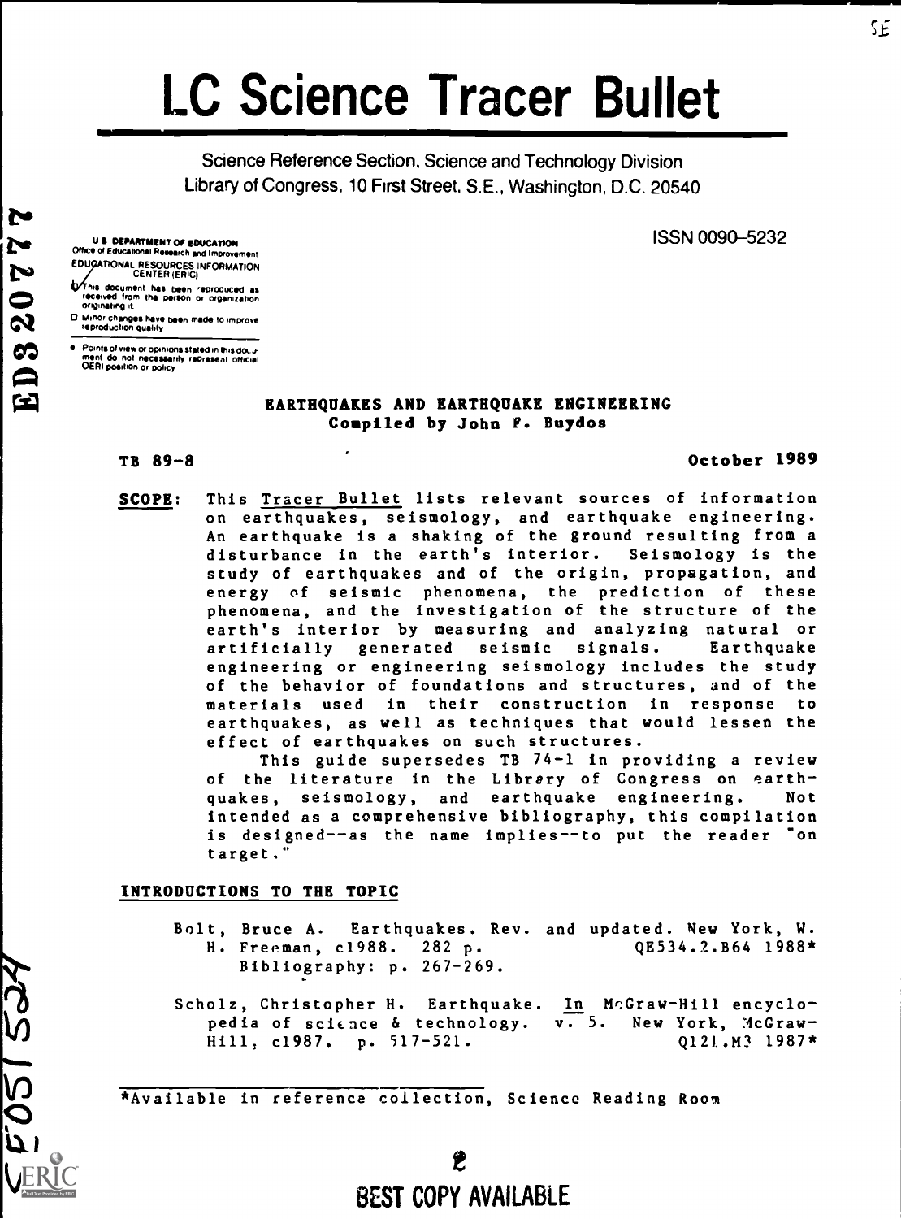# LC Science Tracer Bullet

Science Reference Section, Science and Technology Division
Library of Congress, 10 First Street, S.E., Washington, D.C. 20540

ISSN 0090-5232

U.S. DEPARTMENT OF EDUCATION
Office of Educational Research and Improvement
EDUCATIONAL RESOURCES INFORMATION CENTER (ERIC)

- This document has been reproduced as received from the person or organization originating it.
- Minor changes have been made to improve reproduction quality.
- Points of view or opinions stated in this document do not necessarily represent official OERI position or policy.

**EARTHQUAKES AND EARTHQUAKE ENGINEERING**
**Compiled by John F. Buydos**

**TB 89-8** **October 1989**

**SCOPE:** This Tracer Bullet lists relevant sources of information on earthquakes, seismology, and earthquake engineering. An earthquake is a shaking of the ground resulting from a disturbance in the earth's interior. Seismology is the study of earthquakes and of the origin, propagation, and energy of seismic phenomena, the prediction of these phenomena, and the investigation of the structure of the earth's interior by measuring and analyzing natural or artificially generated seismic signals. Earthquake engineering or engineering seismology includes the study of the behavior of foundations and structures, and of the materials used in their construction in response to earthquakes, as well as techniques that would lessen the effect of earthquakes on such structures.

This guide supersedes TB 74-1 in providing a review of the literature in the Library of Congress on earthquakes, seismology, and earthquake engineering. Not intended as a comprehensive bibliography, this compilation is designed--as the name implies--to put the reader "on target."

## INTRODUCTIONS TO THE TOPIC

Bolt, Bruce A. Earthquakes. Rev. and updated. New York, W. H. Freeman, c1988. 282 p. QE534.2.B64 1988*
Bibliography: p. 267-269.

Scholz, Christopher H. Earthquake. In McGraw-Hill encyclopedia of science & technology. v. 5. New York, McGraw-Hill, c1987. p. 517-521. Q121.M3 1987*

*Available in reference collection, Science Reading Room

BEST COPY AVAILABLE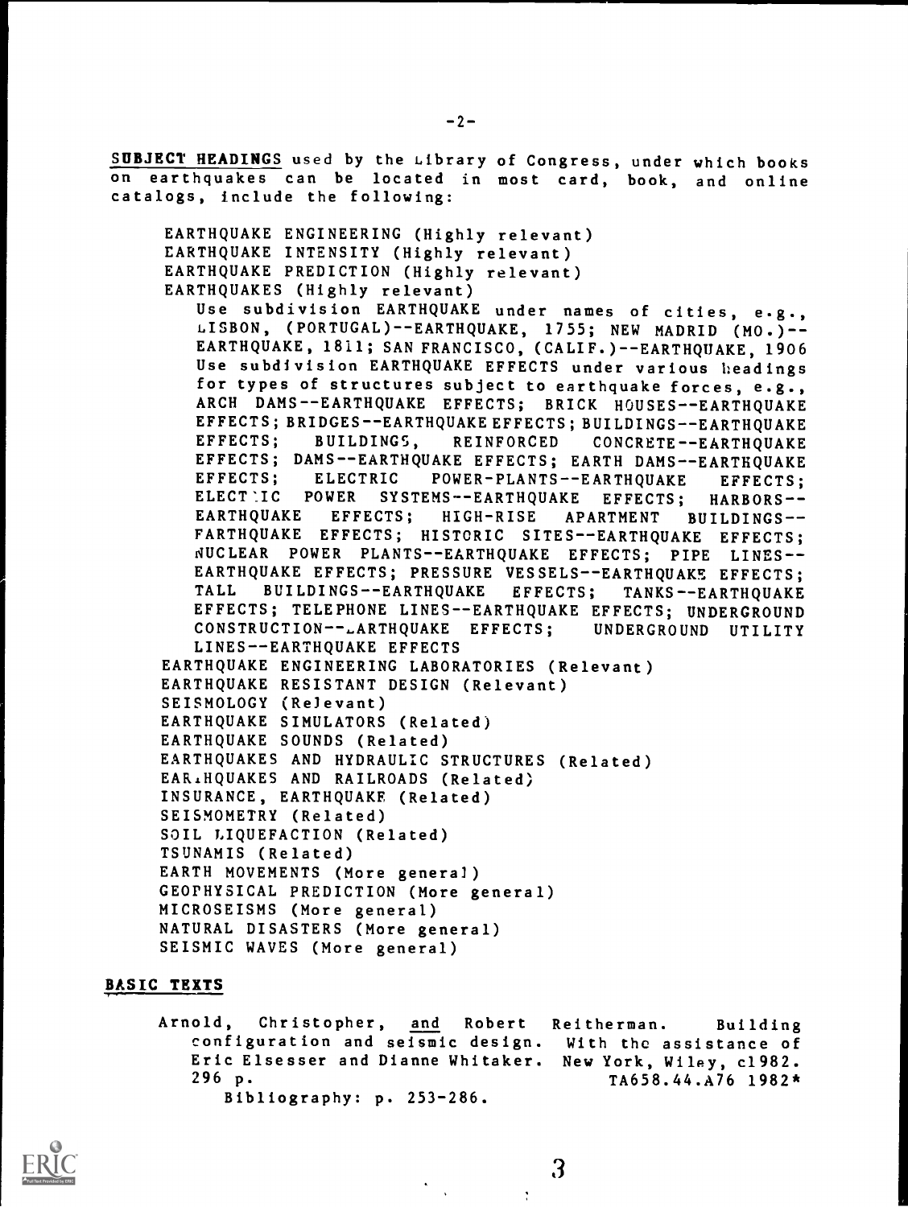**SUBJECT HEADINGS** used by the Library of Congress, under which books on earthquakes can be located in most card, book, and online catalogs, include the following:

EARTHQUAKE ENGINEERING (Highly relevant)
EARTHQUAKE INTENSITY (Highly relevant)
EARTHQUAKE PREDICTION (Highly relevant)
EARTHQUAKES (Highly relevant)

Use subdivision EARTHQUAKE under names of cities, e.g., LISBON, (PORTUGAL)--EARTHQUAKE, 1755; NEW MADRID (MO.)--EARTHQUAKE, 1811; SAN FRANCISCO, (CALIF.)--EARTHQUAKE, 1906

Use subdivision EARTHQUAKE EFFECTS under various headings for types of structures subject to earthquake forces, e.g., ARCH DAMS--EARTHQUAKE EFFECTS; BRICK HOUSES--EARTHQUAKE EFFECTS; BRIDGES--EARTHQUAKE EFFECTS; BUILDINGS--EARTHQUAKE EFFECTS; BUILDINGS, REINFORCED CONCRETE--EARTHQUAKE EFFECTS; DAMS--EARTHQUAKE EFFECTS; EARTH DAMS--EARTHQUAKE EFFECTS; ELECTRIC POWER-PLANTS--EARTHQUAKE EFFECTS; ELECTRIC POWER SYSTEMS--EARTHQUAKE EFFECTS; HARBORS--EARTHQUAKE EFFECTS; HIGH-RISE APARTMENT BUILDINGS--EARTHQUAKE EFFECTS; HISTORIC SITES--EARTHQUAKE EFFECTS; NUCLEAR POWER PLANTS--EARTHQUAKE EFFECTS; PIPE LINES--EARTHQUAKE EFFECTS; PRESSURE VESSELS--EARTHQUAKE EFFECTS; TALL BUILDINGS--EARTHQUAKE EFFECTS; TANKS--EARTHQUAKE EFFECTS; TELEPHONE LINES--EARTHQUAKE EFFECTS; UNDERGROUND CONSTRUCTION--EARTHQUAKE EFFECTS; UNDERGROUND UTILITY LINES--EARTHQUAKE EFFECTS

EARTHQUAKE ENGINEERING LABORATORIES (Relevant)
EARTHQUAKE RESISTANT DESIGN (Relevant)
SEISMOLOGY (Relevant)
EARTHQUAKE SIMULATORS (Related)
EARTHQUAKE SOUNDS (Related)
EARTHQUAKES AND HYDRAULIC STRUCTURES (Related)
EARTHQUAKES AND RAILROADS (Related)
INSURANCE, EARTHQUAKE (Related)
SEISMOMETRY (Related)
SOIL LIQUEFACTION (Related)
TSUNAMIS (Related)
EARTH MOVEMENTS (More general)
GEOPHYSICAL PREDICTION (More general)
MICROSEISMS (More general)
NATURAL DISASTERS (More general)
SEISMIC WAVES (More general)

## BASIC TEXTS

Arnold, Christopher, and Robert Reitherman. Building configuration and seismic design. With the assistance of Eric Elsesser and Dianne Whitaker. New York, Wiley, c1982. 296 p. TA658.44.A76 1982*
Bibliography: p. 253-286.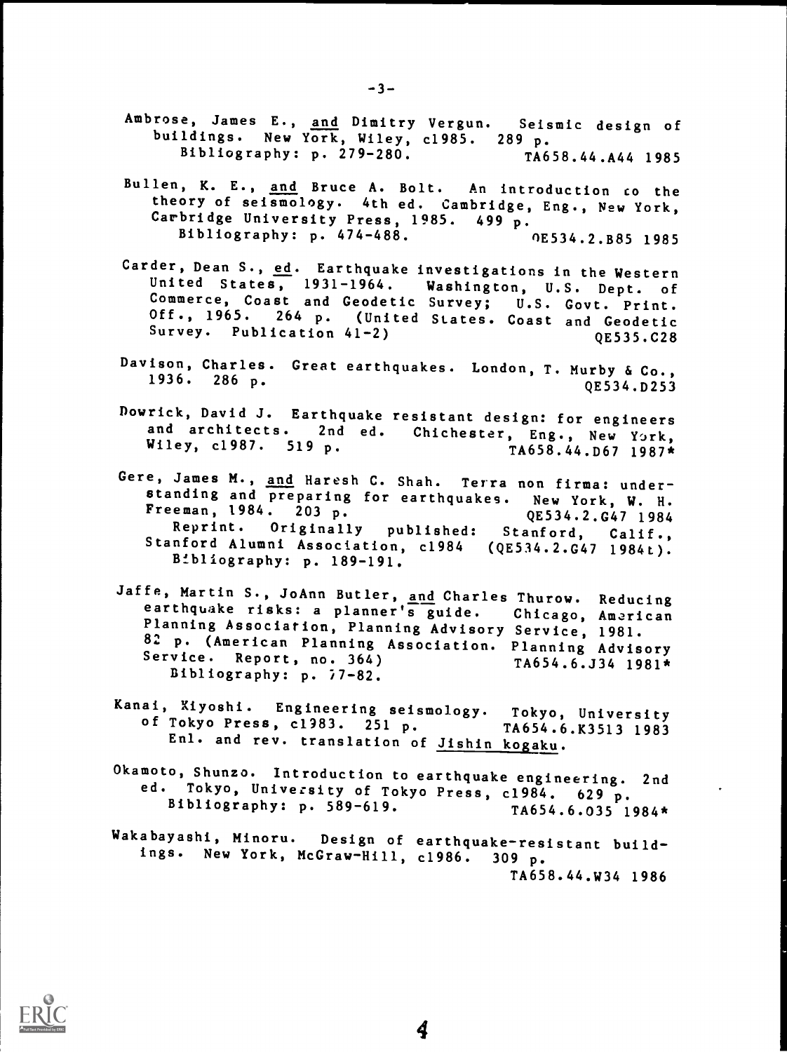Ambrose, James E., _and_ Dimitry Vergun. Seismic design of buildings. New York, Wiley, c1985. 289 p.
Bibliography: p. 279-280. TA658.44.A44 1985

Bullen, K. E., _and_ Bruce A. Bolt. An introduction to the theory of seismology. 4th ed. Cambridge, Eng., New York, Cambridge University Press, 1985. 499 p.
Bibliography: p. 474-488. QE534.2.B85 1985

Carder, Dean S., _ed_. Earthquake investigations in the Western United States, 1931-1964. Washington, U.S. Dept. of Commerce, Coast and Geodetic Survey; U.S. Govt. Print. Off., 1965. 264 p. (United States. Coast and Geodetic Survey. Publication 41-2) QE535.C28

Davison, Charles. Great earthquakes. London, T. Murby & Co., 1936. 286 p. QE534.D253

Dowrick, David J. Earthquake resistant design: for engineers and architects. 2nd ed. Chichester, Eng., New York, Wiley, c1987. 519 p. TA658.44.D67 1987*

Gere, James M., _and_ Haresh C. Shah. Terra non firma: understanding and preparing for earthquakes. New York, W. H. Freeman, 1984. 203 p. QE534.2.G47 1984
Reprint. Originally published: Stanford, Calif., Stanford Alumni Association, c1984 (QE534.2.G47 1984t).
Bibliography: p. 189-191.

Jaffe, Martin S., JoAnn Butler, _and_ Charles Thurow. Reducing earthquake risks: a planner's guide. Chicago, American Planning Association, Planning Advisory Service, 1981. 82 p. (American Planning Association. Planning Advisory Service. Report, no. 364) TA654.6.J34 1981*
Bibliography: p. 77-82.

Kanai, Kiyoshi. Engineering seismology. Tokyo, University of Tokyo Press, c1983. 251 p. TA654.6.K3513 1983
Enl. and rev. translation of _Jishin kogaku_.

Okamoto, Shunzo. Introduction to earthquake engineering. 2nd ed. Tokyo, University of Tokyo Press, c1984. 629 p.
Bibliography: p. 589-619. TA654.6.035 1984*

Wakabayashi, Minoru. Design of earthquake-resistant buildings. New York, McGraw-Hill, c1986. 309 p.
TA658.44.W34 1986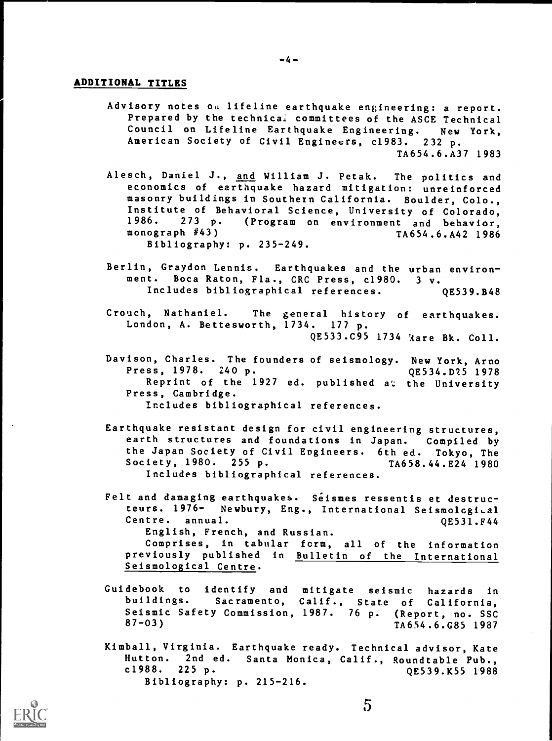## ADDITIONAL TITLES

Advisory notes on lifeline earthquake engineering: a report. Prepared by the technical committees of the ASCE Technical Council on Lifeline Earthquake Engineering. New York, American Society of Civil Engineers, c1983. 232 p.
TA654.6.A37 1983

Alesch, Daniel J., and William J. Petak. The politics and economics of earthquake hazard mitigation: unreinforced masonry buildings in Southern California. Boulder, Colo., Institute of Behavioral Science, University of Colorado, 1986. 273 p. (Program on environment and behavior, monograph #43) TA654.6.A42 1986
Bibliography: p. 235-249.

Berlin, Graydon Lennis. Earthquakes and the urban environment. Boca Raton, Fla., CRC Press, c1980. 3 v.
Includes bibliographical references. QE539.B48

Crouch, Nathaniel. The general history of earthquakes. London, A. Bettesworth, 1734. 177 p.
QE533.C95 1734 Rare Bk. Coll.

Davison, Charles. The founders of seismology. New York, Arno Press, 1978. 240 p. QE534.D25 1978
Reprint of the 1927 ed. published at the University Press, Cambridge.
Includes bibliographical references.

Earthquake resistant design for civil engineering structures, earth structures and foundations in Japan. Compiled by the Japan Society of Civil Engineers. 6th ed. Tokyo, The Society, 1980. 255 p. TA658.44.E24 1980
Includes bibliographical references.

Felt and damaging earthquakes. Séismes ressentis et destructeurs. 1976- Newbury, Eng., International Seismological Centre. annual. QE531.F44
English, French, and Russian.
Comprises, in tabular form, all of the information previously published in Bulletin of the International Seismological Centre.

Guidebook to identify and mitigate seismic hazards in buildings. Sacramento, Calif., State of California, Seismic Safety Commission, 1987. 76 p. (Report, no. SSC 87-03) TA654.6.G85 1987

Kimball, Virginia. Earthquake ready. Technical advisor, Kate Hutton. 2nd ed. Santa Monica, Calif., Roundtable Pub., c1988. 225 p. QE539.K55 1988
Bibliography: p. 215-216.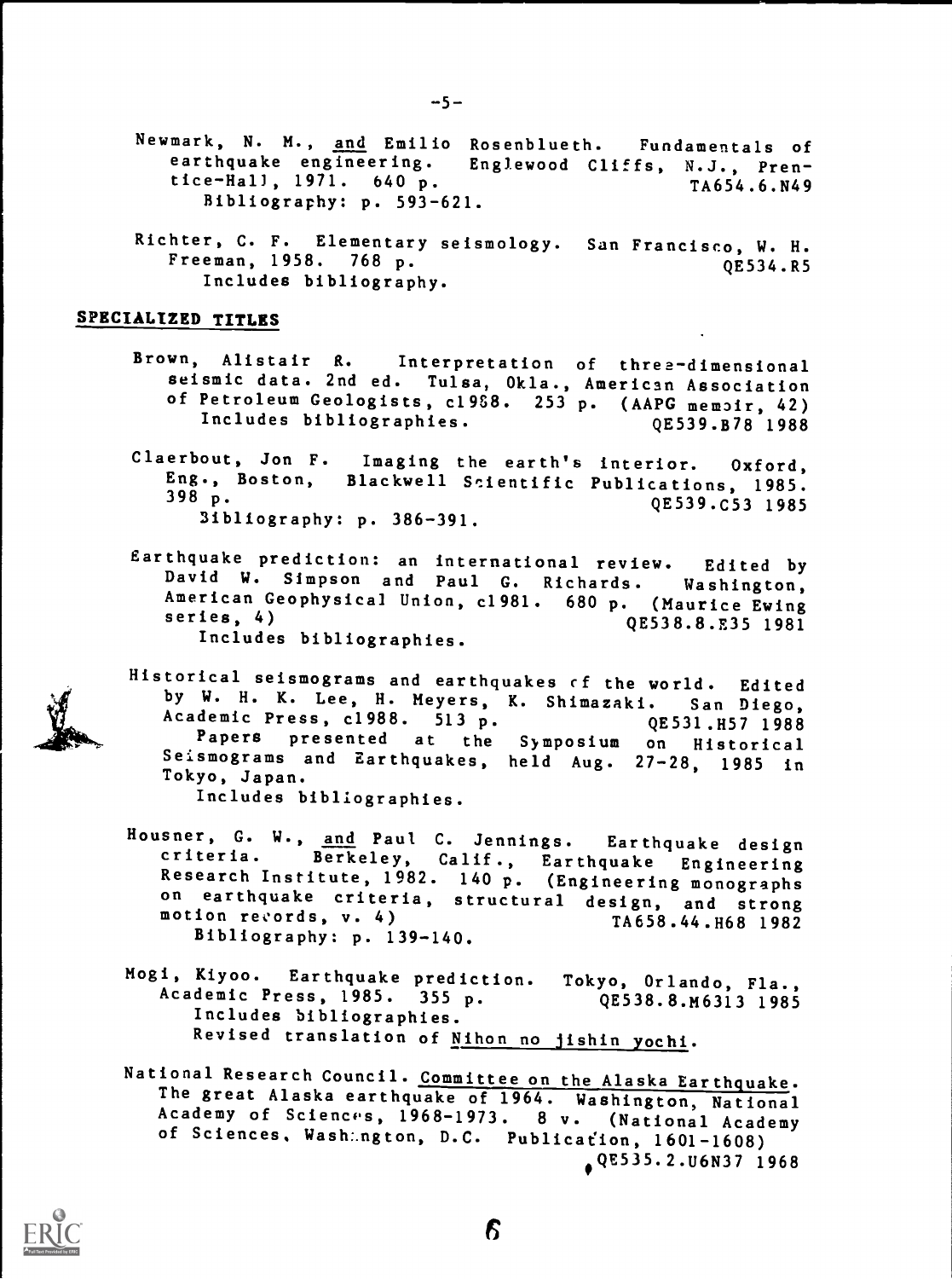Newmark, N. M., and Emilio Rosenblueth. Fundamentals of earthquake engineering. Englewood Cliffs, N.J., Prentice-Hall, 1971. 640 p. TA654.6.N49
Bibliography: p. 593-621.

Richter, C. F. Elementary seismology. San Francisco, W. H. Freeman, 1958. 768 p. QE534.R5
Includes bibliography.

## SPECIALIZED TITLES

Brown, Alistair R. Interpretation of three-dimensional seismic data. 2nd ed. Tulsa, Okla., American Association of Petroleum Geologists, c1988. 253 p. (AAPG memoir, 42) QE539.B78 1988
Includes bibliographies.

Claerbout, Jon F. Imaging the earth's interior. Oxford, Eng., Boston, Blackwell Scientific Publications, 1985. 398 p. QE539.C53 1985
Bibliography: p. 386-391.

Earthquake prediction: an international review. Edited by David W. Simpson and Paul G. Richards. Washington, American Geophysical Union, c1981. 680 p. (Maurice Ewing series, 4) QE538.8.E35 1981
Includes bibliographies.

Historical seismograms and earthquakes of the world. Edited by W. H. K. Lee, H. Meyers, K. Shimazaki. San Diego, Academic Press, c1988. 513 p. QE531.H57 1988
Papers presented at the Symposium on Historical Seismograms and Earthquakes, held Aug. 27-28, 1985 in Tokyo, Japan.
Includes bibliographies.

Housner, G. W., and Paul C. Jennings. Earthquake design criteria. Berkeley, Calif., Earthquake Engineering Research Institute, 1982. 140 p. (Engineering monographs on earthquake criteria, structural design, and strong motion records, v. 4) TA658.44.H68 1982
Bibliography: p. 139-140.

Mogi, Kiyoo. Earthquake prediction. Tokyo, Orlando, Fla., Academic Press, 1985. 355 p. QE538.8.M6313 1985
Includes bibliographies.
Revised translation of Nihon no jishin yochi.

National Research Council. Committee on the Alaska Earthquake. The great Alaska earthquake of 1964. Washington, National Academy of Sciences, 1968-1973. 8 v. (National Academy of Sciences, Washington, D.C. Publication, 1601-1608) QE535.2.U6N37 1968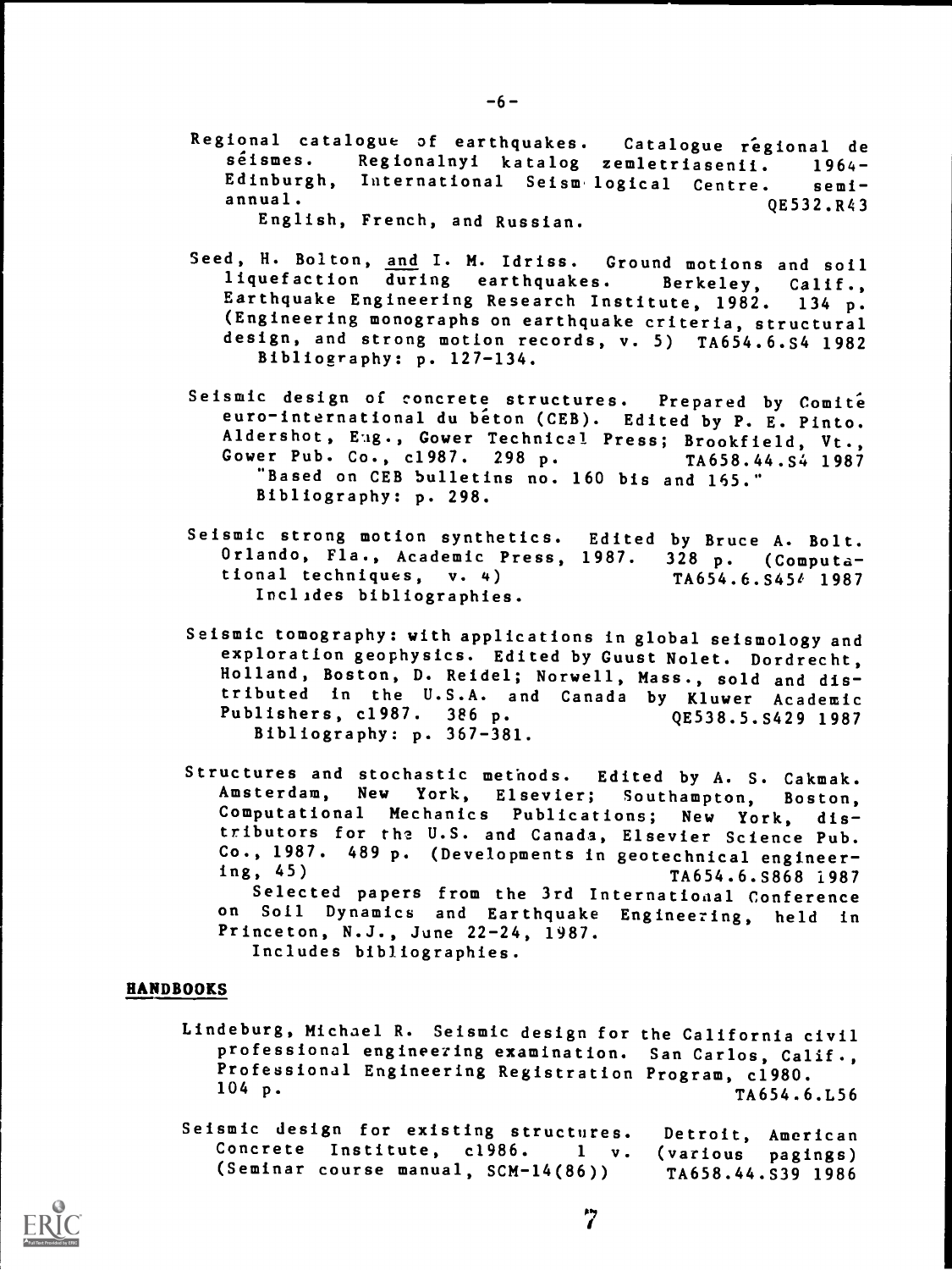Regional catalogue of earthquakes. Catalogue régional de séismes. Regionalnyi katalog zemletriasenii. 1964- Edinburgh, International Seismological Centre. semi-annual. QE532.R43
English, French, and Russian.

Seed, H. Bolton, and I. M. Idriss. Ground motions and soil liquefaction during earthquakes. Berkeley, Calif., Earthquake Engineering Research Institute, 1982. 134 p. (Engineering monographs on earthquake criteria, structural design, and strong motion records, v. 5) TA654.6.S4 1982
Bibliography: p. 127-134.

Seismic design of concrete structures. Prepared by Comité euro-international du béton (CEB). Edited by P. E. Pinto. Aldershot, Eng., Gower Technical Press; Brookfield, Vt., Gower Pub. Co., c1987. 298 p. TA658.44.S4 1987
"Based on CEB bulletins no. 160 bis and 165."
Bibliography: p. 298.

Seismic strong motion synthetics. Edited by Bruce A. Bolt. Orlando, Fla., Academic Press, 1987. 328 p. (Computational techniques, v. 4) TA654.6.S454 1987
Includes bibliographies.

Seismic tomography: with applications in global seismology and exploration geophysics. Edited by Guust Nolet. Dordrecht, Holland, Boston, D. Reidel; Norwell, Mass., sold and distributed in the U.S.A. and Canada by Kluwer Academic Publishers, c1987. 386 p. QE538.5.S429 1987
Bibliography: p. 367-381.

Structures and stochastic methods. Edited by A. S. Cakmak. Amsterdam, New York, Elsevier; Southampton, Boston, Computational Mechanics Publications; New York, distributors for the U.S. and Canada, Elsevier Science Pub. Co., 1987. 489 p. (Developments in geotechnical engineering, 45) TA654.6.S868 1987
Selected papers from the 3rd International Conference on Soil Dynamics and Earthquake Engineering, held in Princeton, N.J., June 22-24, 1987.
Includes bibliographies.

## HANDBOOKS

Lindeburg, Michael R. Seismic design for the California civil professional engineering examination. San Carlos, Calif., Professional Engineering Registration Program, c1980. 104 p. TA654.6.L56

Seismic design for existing structures. Detroit, American Concrete Institute, c1986. 1 v. (various pagings) (Seminar course manual, SCM-14(86)) TA658.44.S39 1986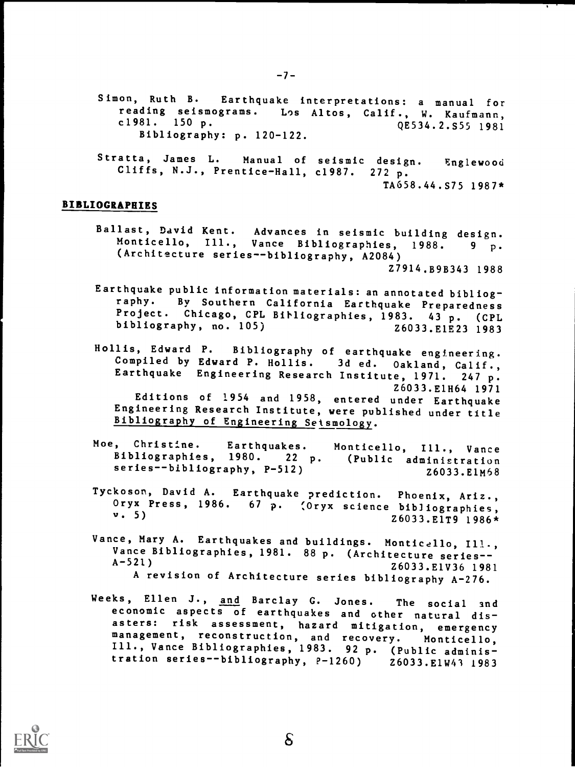Simon, Ruth B. Earthquake interpretations: a manual for reading seismograms. Los Altos, Calif., W. Kaufmann, c1981. 150 p. QE534.2.S55 1981
Bibliography: p. 120-122.

Stratta, James L. Manual of seismic design. Englewood Cliffs, N.J., Prentice-Hall, c1987. 272 p.
TA658.44.S75 1987*

## BIBLIOGRAPHIES

Ballast, David Kent. Advances in seismic building design. Monticello, Ill., Vance Bibliographies, 1988. 9 p. (Architecture series--bibliography, A2084)
Z7914.B9B343 1988

Earthquake public information materials: an annotated bibliography. By Southern California Earthquake Preparedness Project. Chicago, CPL Bibliographies, 1983. 43 p. (CPL bibliography, no. 105) Z6033.E1E23 1983

Hollis, Edward P. Bibliography of earthquake engineering. Compiled by Edward P. Hollis. 3d ed. Oakland, Calif., Earthquake Engineering Research Institute, 1971. 247 p.
Z6033.E1H64 1971
Editions of 1954 and 1958, entered under Earthquake Engineering Research Institute, were published under title Bibliography of Engineering Seismology.

Moe, Christine. Earthquakes. Monticello, Ill., Vance Bibliographies, 1980. 22 p. (Public administration series--bibliography, P-512) Z6033.E1M68

Tyckoson, David A. Earthquake prediction. Phoenix, Ariz., Oryx Press, 1986. 67 p. (Oryx science bibliographies, v. 5) Z6033.E1T9 1986*

Vance, Mary A. Earthquakes and buildings. Monticello, Ill., Vance Bibliographies, 1981. 88 p. (Architecture series--A-521) Z6033.E1V36 1981
A revision of Architecture series bibliography A-276.

Weeks, Ellen J., and Barclay G. Jones. The social and economic aspects of earthquakes and other natural disasters: risk assessment, hazard mitigation, emergency management, reconstruction, and recovery. Monticello, Ill., Vance Bibliographies, 1983. 92 p. (Public administration series--bibliography, P-1260) Z6033.E1W43 1983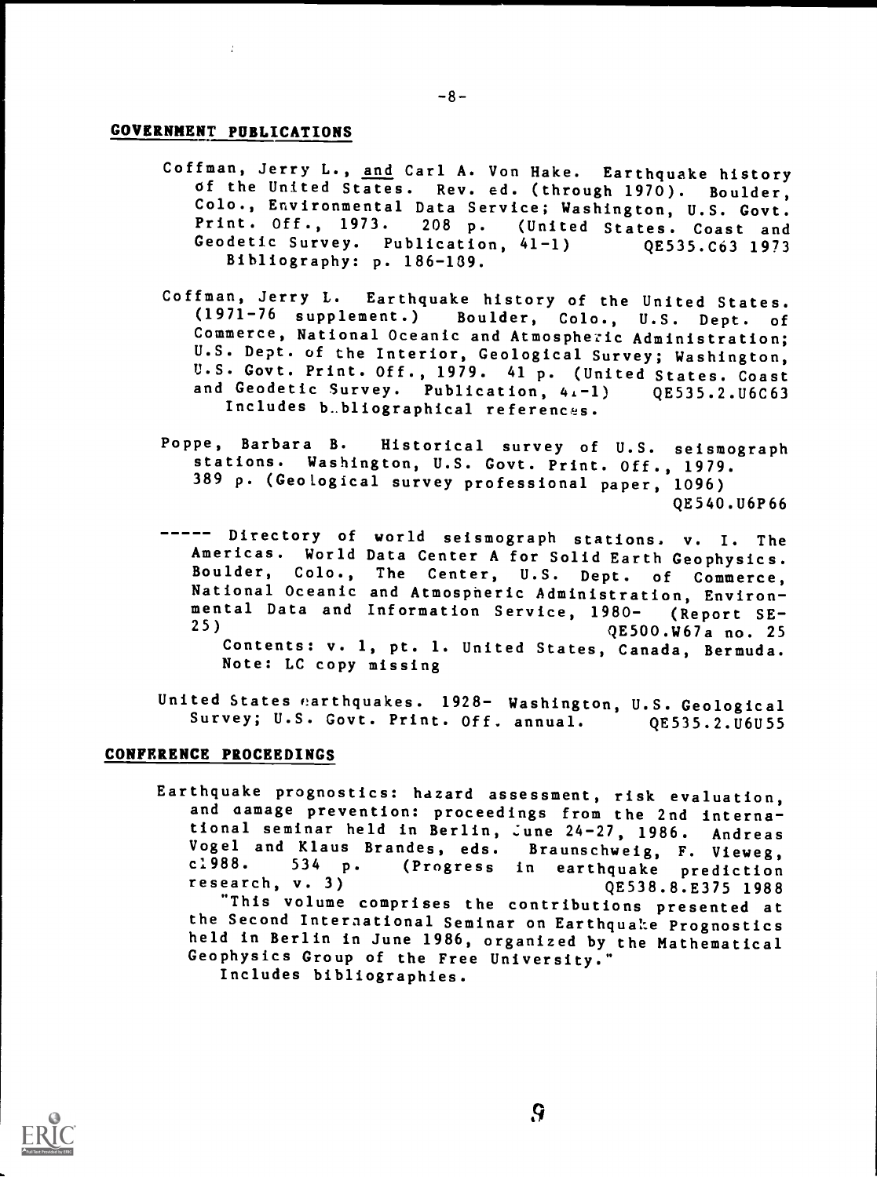## GOVERNMENT PUBLICATIONS

Coffman, Jerry L., and Carl A. Von Hake. Earthquake history of the United States. Rev. ed. (through 1970). Boulder, Colo., Environmental Data Service; Washington, U.S. Govt. Print. Off., 1973. 208 p. (United States. Coast and Geodetic Survey. Publication, 41-1) QE535.C63 1973
Bibliography: p. 186-189.

Coffman, Jerry L. Earthquake history of the United States. (1971-76 supplement.) Boulder, Colo., U.S. Dept. of Commerce, National Oceanic and Atmospheric Administration; U.S. Dept. of the Interior, Geological Survey; Washington, U.S. Govt. Print. Off., 1979. 41 p. (United States. Coast and Geodetic Survey. Publication, 41-1) QE535.2.U6C63
Includes bibliographical references.

Poppe, Barbara B. Historical survey of U.S. seismograph stations. Washington, U.S. Govt. Print. Off., 1979. 389 p. (Geological survey professional paper, 1096)
QE540.U6P66

----- Directory of world seismograph stations. v. I. The Americas. World Data Center A for Solid Earth Geophysics. Boulder, Colo., The Center, U.S. Dept. of Commerce, National Oceanic and Atmospheric Administration, Environmental Data and Information Service, 1980- (Report SE-25) QE500.W67a no. 25
Contents: v. 1, pt. 1. United States, Canada, Bermuda.
Note: LC copy missing

United States earthquakes. 1928- Washington, U.S. Geological Survey; U.S. Govt. Print. Off. annual. QE535.2.U6U55

## CONFERENCE PROCEEDINGS

Earthquake prognostics: hazard assessment, risk evaluation, and damage prevention: proceedings from the 2nd international seminar held in Berlin, June 24-27, 1986. Andreas Vogel and Klaus Brandes, eds. Braunschweig, F. Vieweg, c1988. 534 p. (Progress in earthquake prediction research, v. 3) QE538.8.E375 1988
"This volume comprises the contributions presented at the Second International Seminar on Earthquake Prognostics held in Berlin in June 1986, organized by the Mathematical Geophysics Group of the Free University."
Includes bibliographies.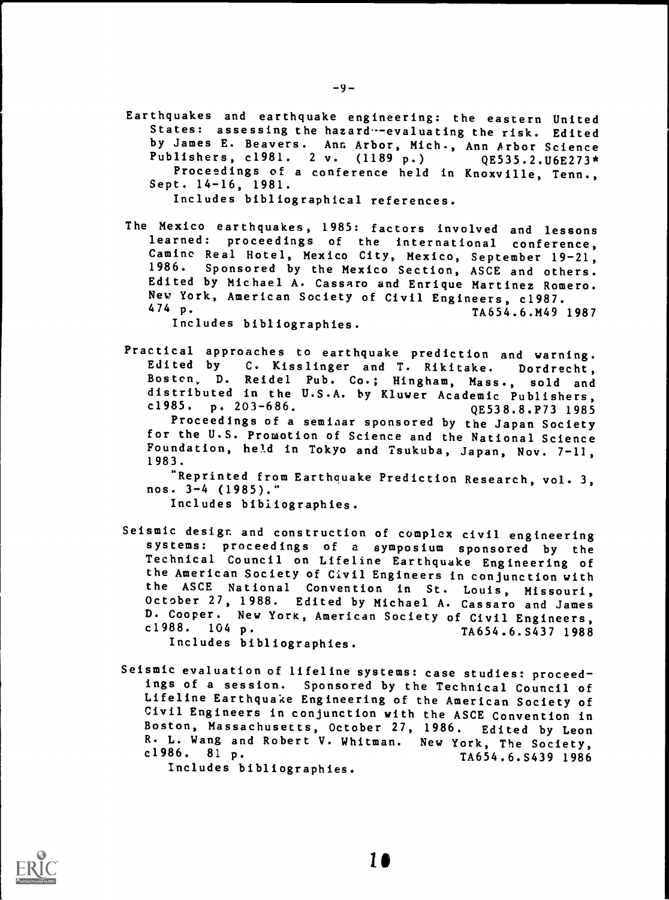Earthquakes and earthquake engineering: the eastern United States: assessing the hazard--evaluating the risk. Edited by James E. Beavers. Ann Arbor, Mich., Ann Arbor Science Publishers, c1981. 2 v. (1189 p.) QE535.2.U6E273*
Proceedings of a conference held in Knoxville, Tenn., Sept. 14-16, 1981.
Includes bibliographical references.

The Mexico earthquakes, 1985: factors involved and lessons learned: proceedings of the international conference, Camino Real Hotel, Mexico City, Mexico, September 19-21, 1986. Sponsored by the Mexico Section, ASCE and others. Edited by Michael A. Cassaro and Enrique Martinez Romero. New York, American Society of Civil Engineers, c1987. 474 p. TA654.6.M49 1987
Includes bibliographies.

Practical approaches to earthquake prediction and warning. Edited by C. Kisslinger and T. Rikitake. Dordrecht, Boston, D. Reidel Pub. Co.; Hingham, Mass., sold and distributed in the U.S.A. by Kluwer Academic Publishers, c1985. p. 203-686. QE538.8.P73 1985
Proceedings of a seminar sponsored by the Japan Society for the U.S. Promotion of Science and the National Science Foundation, held in Tokyo and Tsukuba, Japan, Nov. 7-11, 1983.
"Reprinted from Earthquake Prediction Research, vol. 3, nos. 3-4 (1985)."
Includes bibliographies.

Seismic design and construction of complex civil engineering systems: proceedings of a symposium sponsored by the Technical Council on Lifeline Earthquake Engineering of the American Society of Civil Engineers in conjunction with the ASCE National Convention in St. Louis, Missouri, October 27, 1988. Edited by Michael A. Cassaro and James D. Cooper. New York, American Society of Civil Engineers, c1988. 104 p. TA654.6.S437 1988
Includes bibliographies.

Seismic evaluation of lifeline systems: case studies: proceedings of a session. Sponsored by the Technical Council of Lifeline Earthquake Engineering of the American Society of Civil Engineers in conjunction with the ASCE Convention in Boston, Massachusetts, October 27, 1986. Edited by Leon R. L. Wang and Robert V. Whitman. New York, The Society, c1986. 81 p. TA654.6.S439 1986
Includes bibliographies.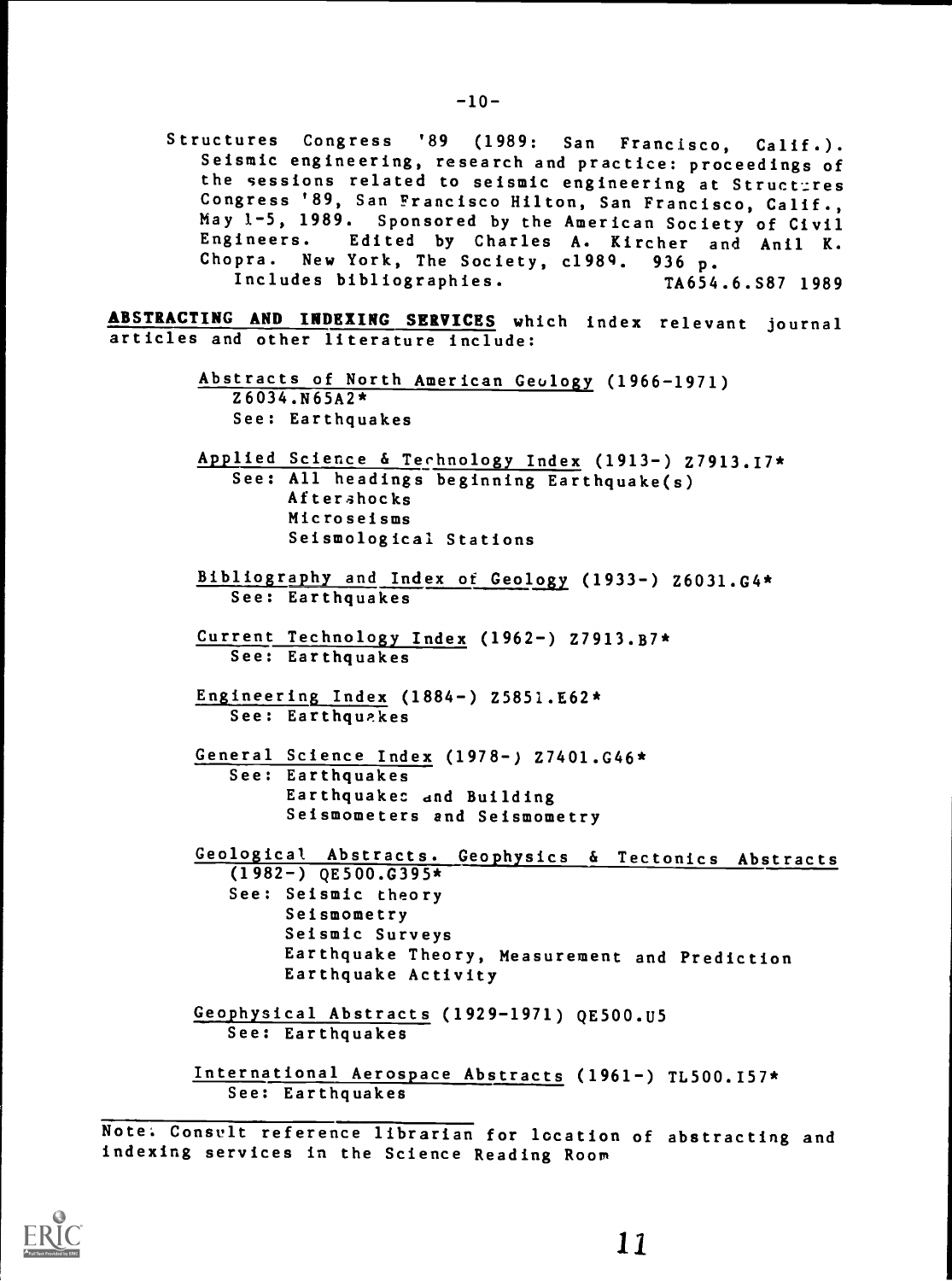Structures Congress '89 (1989: San Francisco, Calif.). Seismic engineering, research and practice: proceedings of the sessions related to seismic engineering at Structures Congress '89, San Francisco Hilton, San Francisco, Calif., May 1-5, 1989. Sponsored by the American Society of Civil Engineers. Edited by Charles A. Kircher and Anil K. Chopra. New York, The Society, c1989. 936 p.
Includes bibliographies. TA654.6.S87 1989

**ABSTRACTING AND INDEXING SERVICES** which index relevant journal articles and other literature include:

Abstracts of North American Geology (1966-1971) Z6034.N65A2*
See: Earthquakes

Applied Science & Technology Index (1913-) Z7913.I7*
See: All headings beginning Earthquake(s)
Aftershocks
Microseisms
Seismological Stations

Bibliography and Index of Geology (1933-) Z6031.G4*
See: Earthquakes

Current Technology Index (1962-) Z7913.B7*
See: Earthquakes

Engineering Index (1884-) Z5851.E62*
See: Earthquakes

General Science Index (1978-) Z7401.G46*
See: Earthquakes
Earthquakes and Building
Seismometers and Seismometry

Geological Abstracts. Geophysics & Tectonics Abstracts (1982-) QE500.G395*
See: Seismic theory
Seismometry
Seismic Surveys
Earthquake Theory, Measurement and Prediction
Earthquake Activity

Geophysical Abstracts (1929-1971) QE500.U5
See: Earthquakes

International Aerospace Abstracts (1961-) TL500.I57*
See: Earthquakes

Note: Consult reference librarian for location of abstracting and indexing services in the Science Reading Room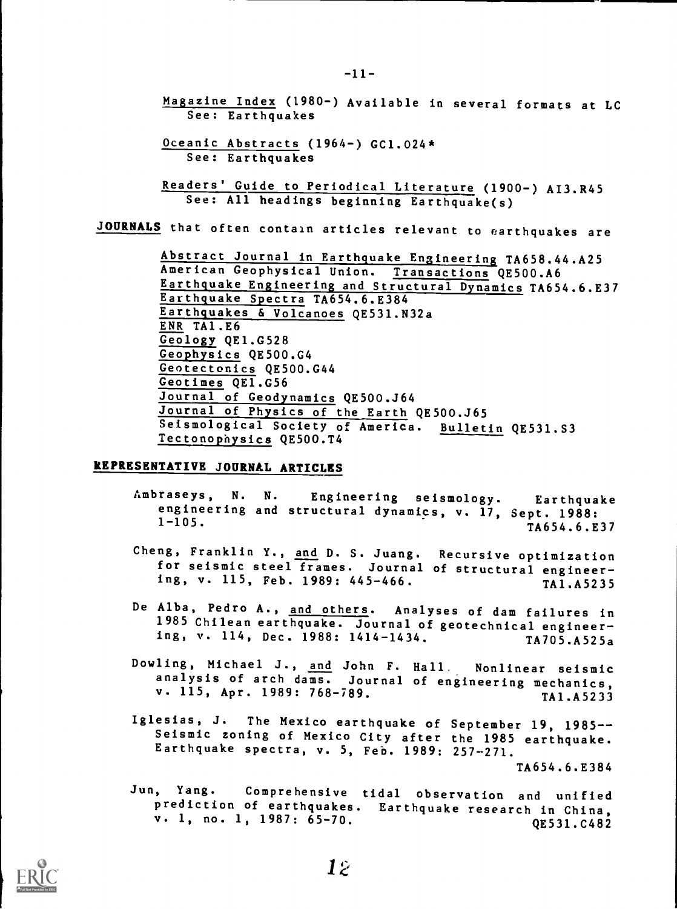Magazine Index (1980-) Available in several formats at LC
See: Earthquakes

Oceanic Abstracts (1964-) GC1.024*
See: Earthquakes

Readers' Guide to Periodical Literature (1900-) AI3.R45
See: All headings beginning Earthquake(s)

**JOURNALS** that often contain articles relevant to earthquakes are

Abstract Journal in Earthquake Engineering TA658.44.A25
American Geophysical Union. Transactions QE500.A6
Earthquake Engineering and Structural Dynamics TA654.6.E37
Earthquake Spectra TA654.6.E384
Earthquakes & Volcanoes QE531.N32a
ENR TA1.E6
Geology QE1.G528
Geophysics QE500.G4
Geotectonics QE500.G44
Geotimes QE1.G56
Journal of Geodynamics QE500.J64
Journal of Physics of the Earth QE500.J65
Seismological Society of America. Bulletin QE531.S3
Tectonophysics QE500.T4

## REPRESENTATIVE JOURNAL ARTICLES

Ambraseys, N. N. Engineering seismology. Earthquake engineering and structural dynamics, v. 17, Sept. 1988: 1-105. TA654.6.E37

Cheng, Franklin Y., and D. S. Juang. Recursive optimization for seismic steel frames. Journal of structural engineering, v. 115, Feb. 1989: 445-466. TA1.A5235

De Alba, Pedro A., and others. Analyses of dam failures in 1985 Chilean earthquake. Journal of geotechnical engineering, v. 114, Dec. 1988: 1414-1434. TA705.A525a

Dowling, Michael J., and John F. Hall. Nonlinear seismic analysis of arch dams. Journal of engineering mechanics, v. 115, Apr. 1989: 768-789. TA1.A5233

Iglesias, J. The Mexico earthquake of September 19, 1985--Seismic zoning of Mexico City after the 1985 earthquake. Earthquake spectra, v. 5, Feb. 1989: 257-271. TA654.6.E384

Jun, Yang. Comprehensive tidal observation and unified prediction of earthquakes. Earthquake research in China, v. 1, no. 1, 1987: 65-70. QE531.C482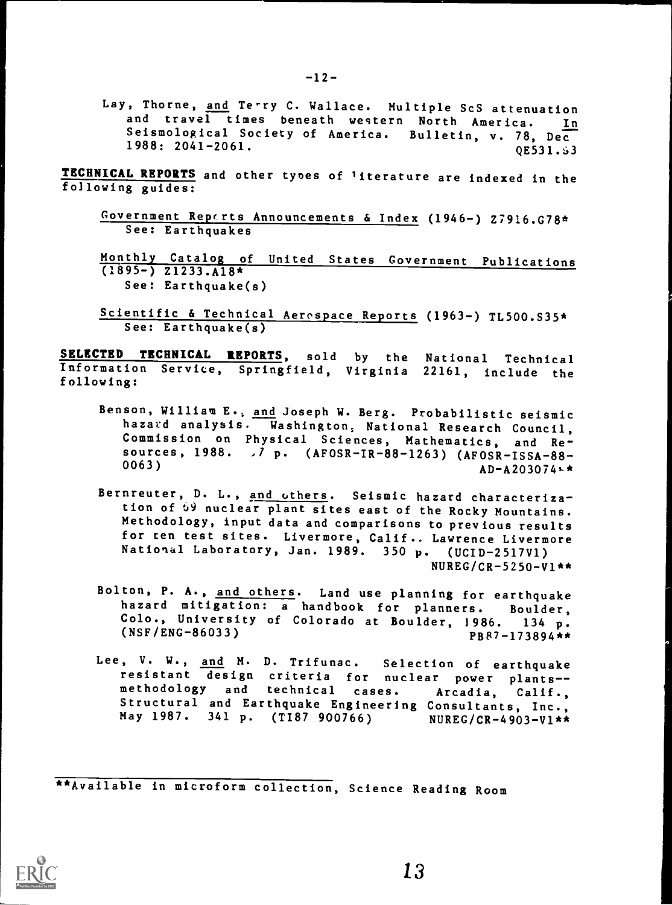Lay, Thorne, _and_ Terry C. Wallace. Multiple ScS attenuation and travel times beneath western North America. _In_ Seismological Society of America. Bulletin, v. 78, Dec 1988: 2041-2061. QE531.S3

**TECHNICAL REPORTS** and other types of literature are indexed in the following guides:

- _Government Reports Announcements & Index_ (1946-) Z7916.G78*
  See: Earthquakes
- _Monthly Catalog of United States Government Publications_ (1895-) Z1233.A18*
  See: Earthquake(s)
- _Scientific & Technical Aerospace Reports_ (1963-) TL500.S35*
  See: Earthquake(s)

**SELECTED TECHNICAL REPORTS**, sold by the National Technical Information Service, Springfield, Virginia 22161, include the following:

Benson, William E., _and_ Joseph W. Berg. Probabilistic seismic hazard analysis. Washington, National Research Council, Commission on Physical Sciences, Mathematics, and Resources, 1988. 7 p. (AFOSR-IR-88-1263) (AFOSR-ISSA-88-0063) AD-A203074**

Bernreuter, D. L., _and others_. Seismic hazard characterization of 69 nuclear plant sites east of the Rocky Mountains. Methodology, input data and comparisons to previous results for ten test sites. Livermore, Calif., Lawrence Livermore National Laboratory, Jan. 1989. 350 p. (UCID-2517V1) NUREG/CR-5250-V1**

Bolton, P. A., _and others_. Land use planning for earthquake hazard mitigation: a handbook for planners. Boulder, Colo., University of Colorado at Boulder, 1986. 134 p. (NSF/ENG-86033) PB87-173894**

Lee, V. W., _and_ M. D. Trifunac. Selection of earthquake resistant design criteria for nuclear power plants--methodology and technical cases. Arcadia, Calif., Structural and Earthquake Engineering Consultants, Inc., May 1987. 341 p. (TI87 900766) NUREG/CR-4903-V1**

---

**Available in microform collection, Science Reading Room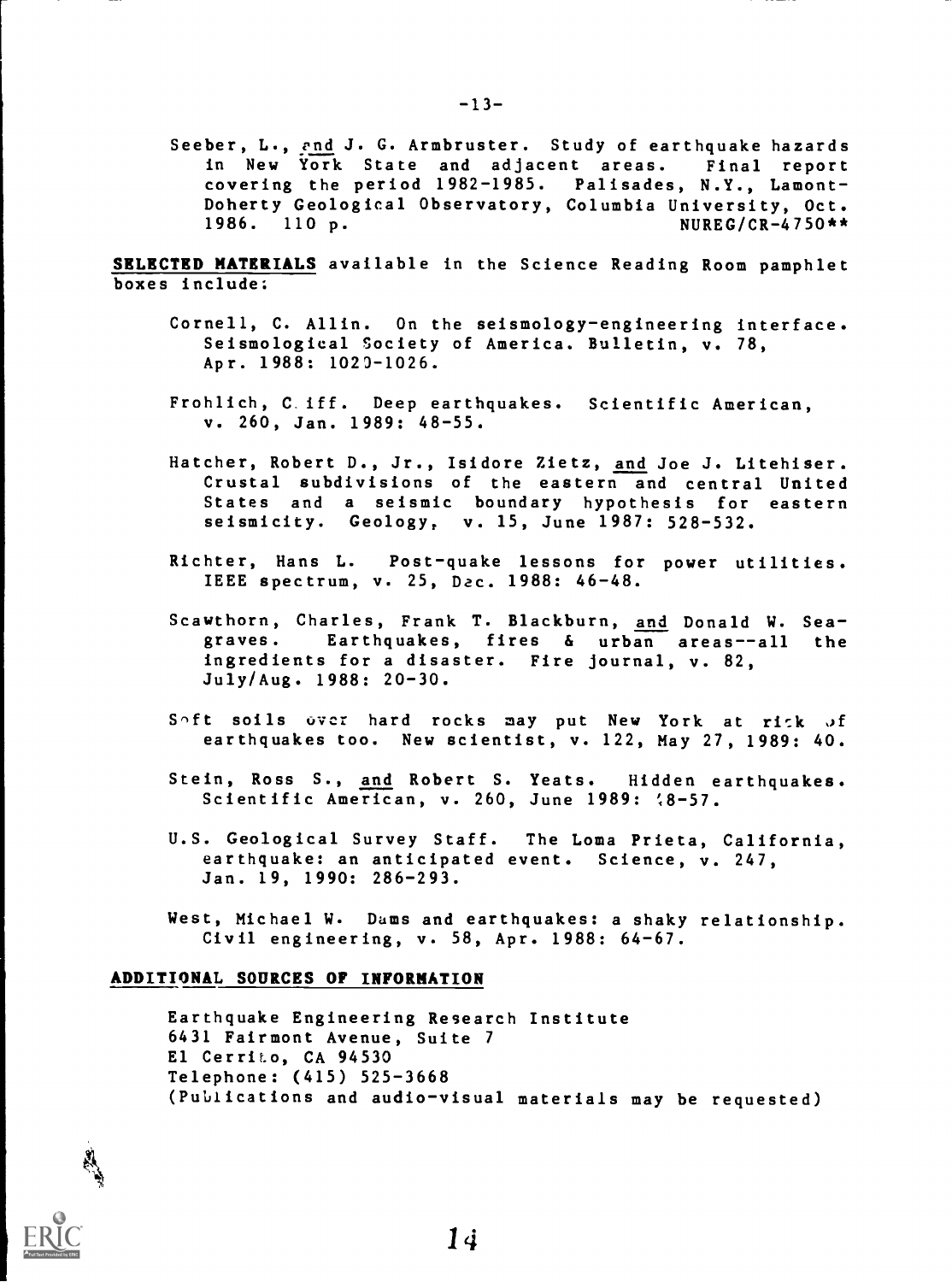Seeber, L., and J. G. Armbruster. Study of earthquake hazards in New York State and adjacent areas. Final report covering the period 1982-1985. Palisades, N.Y., Lamont-Doherty Geological Observatory, Columbia University, Oct. 1986. 110 p. NUREG/CR-4750**

**SELECTED MATERIALS** available in the Science Reading Room pamphlet boxes include:

Cornell, C. Allin. On the seismology-engineering interface. Seismological Society of America. Bulletin, v. 78, Apr. 1988: 1020-1026.

Frohlich, Cliff. Deep earthquakes. Scientific American, v. 260, Jan. 1989: 48-55.

Hatcher, Robert D., Jr., Isidore Zietz, and Joe J. Litehiser. Crustal subdivisions of the eastern and central United States and a seismic boundary hypothesis for eastern seismicity. Geology, v. 15, June 1987: 528-532.

Richter, Hans L. Post-quake lessons for power utilities. IEEE spectrum, v. 25, Dec. 1988: 46-48.

Scawthorn, Charles, Frank T. Blackburn, and Donald W. Seagraves. Earthquakes, fires & urban areas--all the ingredients for a disaster. Fire journal, v. 82, July/Aug. 1988: 20-30.

Soft soils over hard rocks may put New York at risk of earthquakes too. New scientist, v. 122, May 27, 1989: 40.

Stein, Ross S., and Robert S. Yeats. Hidden earthquakes. Scientific American, v. 260, June 1989: 48-57.

U.S. Geological Survey Staff. The Loma Prieta, California, earthquake: an anticipated event. Science, v. 247, Jan. 19, 1990: 286-293.

West, Michael W. Dams and earthquakes: a shaky relationship. Civil engineering, v. 58, Apr. 1988: 64-67.

**ADDITIONAL SOURCES OF INFORMATION**

Earthquake Engineering Research Institute
6431 Fairmont Avenue, Suite 7
El Cerrito, CA 94530
Telephone: (415) 525-3668
(Publications and audio-visual materials may be requested)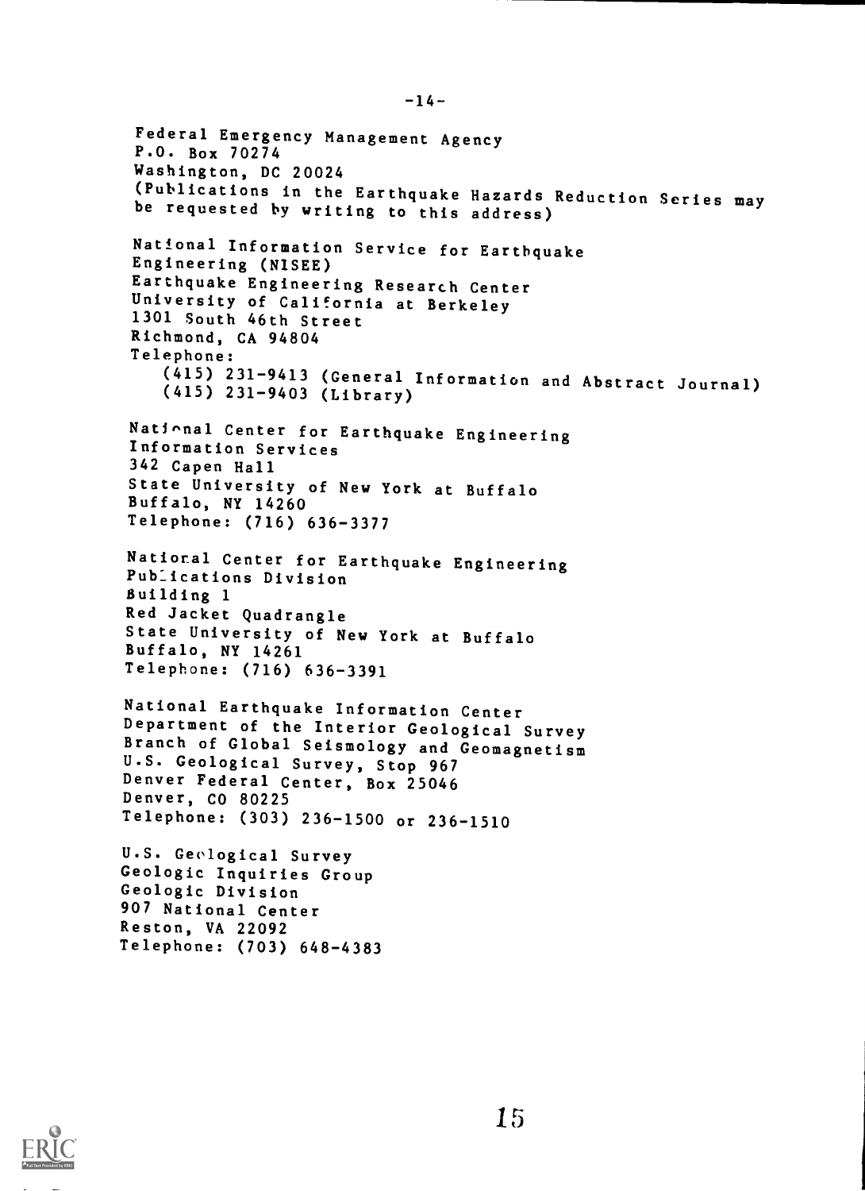Federal Emergency Management Agency
P.O. Box 70274
Washington, DC 20024
(Publications in the Earthquake Hazards Reduction Series may be requested by writing to this address)

National Information Service for Earthquake Engineering (NISEE)
Earthquake Engineering Research Center
University of California at Berkeley
1301 South 46th Street
Richmond, CA 94804
Telephone:
(415) 231-9413 (General Information and Abstract Journal)
(415) 231-9403 (Library)

National Center for Earthquake Engineering Information Services
342 Capen Hall
State University of New York at Buffalo
Buffalo, NY 14260
Telephone: (716) 636-3377

National Center for Earthquake Engineering
Publications Division
Building 1
Red Jacket Quadrangle
State University of New York at Buffalo
Buffalo, NY 14261
Telephone: (716) 636-3391

National Earthquake Information Center
Department of the Interior Geological Survey
Branch of Global Seismology and Geomagnetism
U.S. Geological Survey, Stop 967
Denver Federal Center, Box 25046
Denver, CO 80225
Telephone: (303) 236-1500 or 236-1510

U.S. Geological Survey
Geologic Inquiries Group
Geologic Division
907 National Center
Reston, VA 22092
Telephone: (703) 648-4383